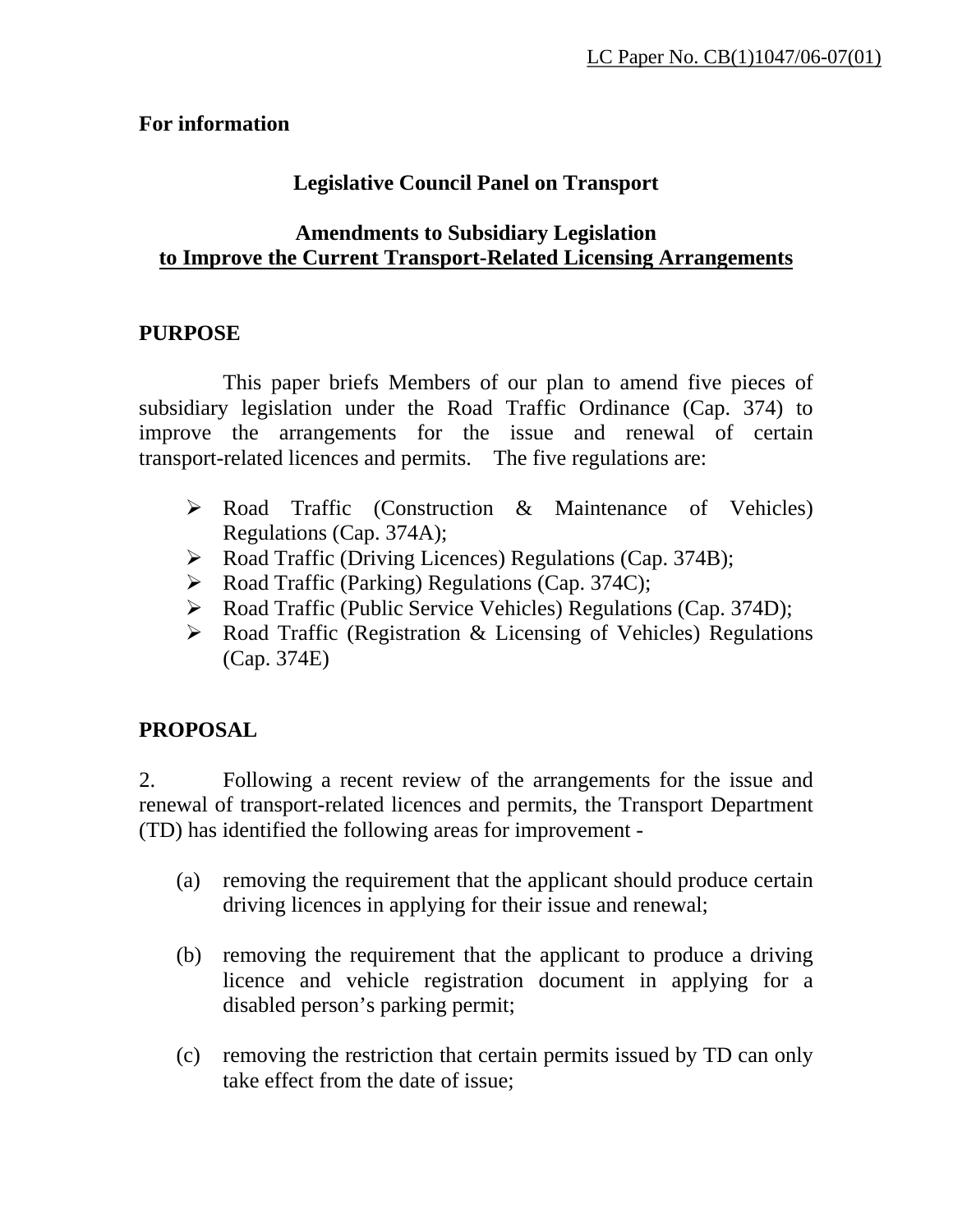LC Paper No. CB(1)1047/06-07(01)

**For information**

**Legislative Council Panel on Transport**

**Amendments to Subsidiary Legislation**
**to Improve the Current Transport-Related Licensing Arrangements**

## PURPOSE

This paper briefs Members of our plan to amend five pieces of subsidiary legislation under the Road Traffic Ordinance (Cap. 374) to improve the arrangements for the issue and renewal of certain transport-related licences and permits. The five regulations are:

- Road Traffic (Construction & Maintenance of Vehicles) Regulations (Cap. 374A);
- Road Traffic (Driving Licences) Regulations (Cap. 374B);
- Road Traffic (Parking) Regulations (Cap. 374C);
- Road Traffic (Public Service Vehicles) Regulations (Cap. 374D);
- Road Traffic (Registration & Licensing of Vehicles) Regulations (Cap. 374E)

## PROPOSAL

2. Following a recent review of the arrangements for the issue and renewal of transport-related licences and permits, the Transport Department (TD) has identified the following areas for improvement -

(a) removing the requirement that the applicant should produce certain driving licences in applying for their issue and renewal;

(b) removing the requirement that the applicant to produce a driving licence and vehicle registration document in applying for a disabled person's parking permit;

(c) removing the restriction that certain permits issued by TD can only take effect from the date of issue;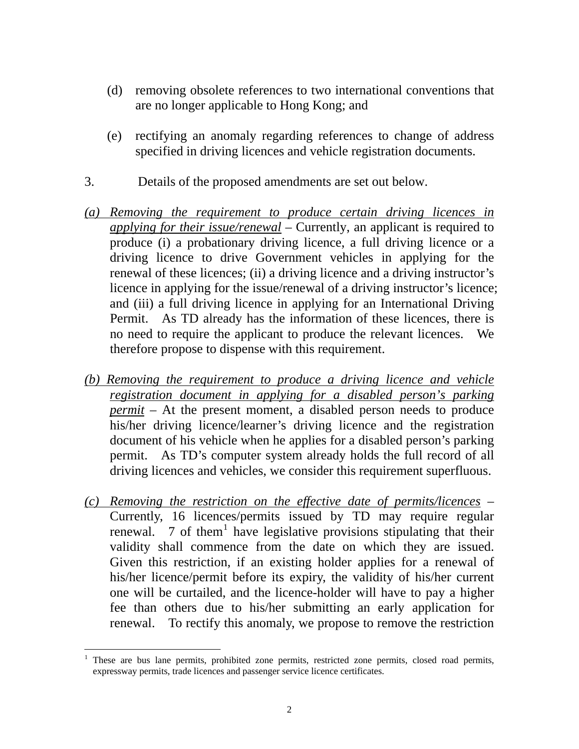(d) removing obsolete references to two international conventions that are no longer applicable to Hong Kong; and

(e) rectifying an anomaly regarding references to change of address specified in driving licences and vehicle registration documents.

3. Details of the proposed amendments are set out below.

*(a) Removing the requirement to produce certain driving licences in applying for their issue/renewal* – Currently, an applicant is required to produce (i) a probationary driving licence, a full driving licence or a driving licence to drive Government vehicles in applying for the renewal of these licences; (ii) a driving licence and a driving instructor's licence in applying for the issue/renewal of a driving instructor's licence; and (iii) a full driving licence in applying for an International Driving Permit. As TD already has the information of these licences, there is no need to require the applicant to produce the relevant licences. We therefore propose to dispense with this requirement.

*(b) Removing the requirement to produce a driving licence and vehicle registration document in applying for a disabled person's parking permit* – At the present moment, a disabled person needs to produce his/her driving licence/learner's driving licence and the registration document of his vehicle when he applies for a disabled person's parking permit. As TD's computer system already holds the full record of all driving licences and vehicles, we consider this requirement superfluous.

*(c) Removing the restriction on the effective date of permits/licences* – Currently, 16 licences/permits issued by TD may require regular renewal. 7 of them[1] have legislative provisions stipulating that their validity shall commence from the date on which they are issued. Given this restriction, if an existing holder applies for a renewal of his/her licence/permit before its expiry, the validity of his/her current one will be curtailed, and the licence-holder will have to pay a higher fee than others due to his/her submitting an early application for renewal. To rectify this anomaly, we propose to remove the restriction

---

[1] These are bus lane permits, prohibited zone permits, restricted zone permits, closed road permits, expressway permits, trade licences and passenger service licence certificates.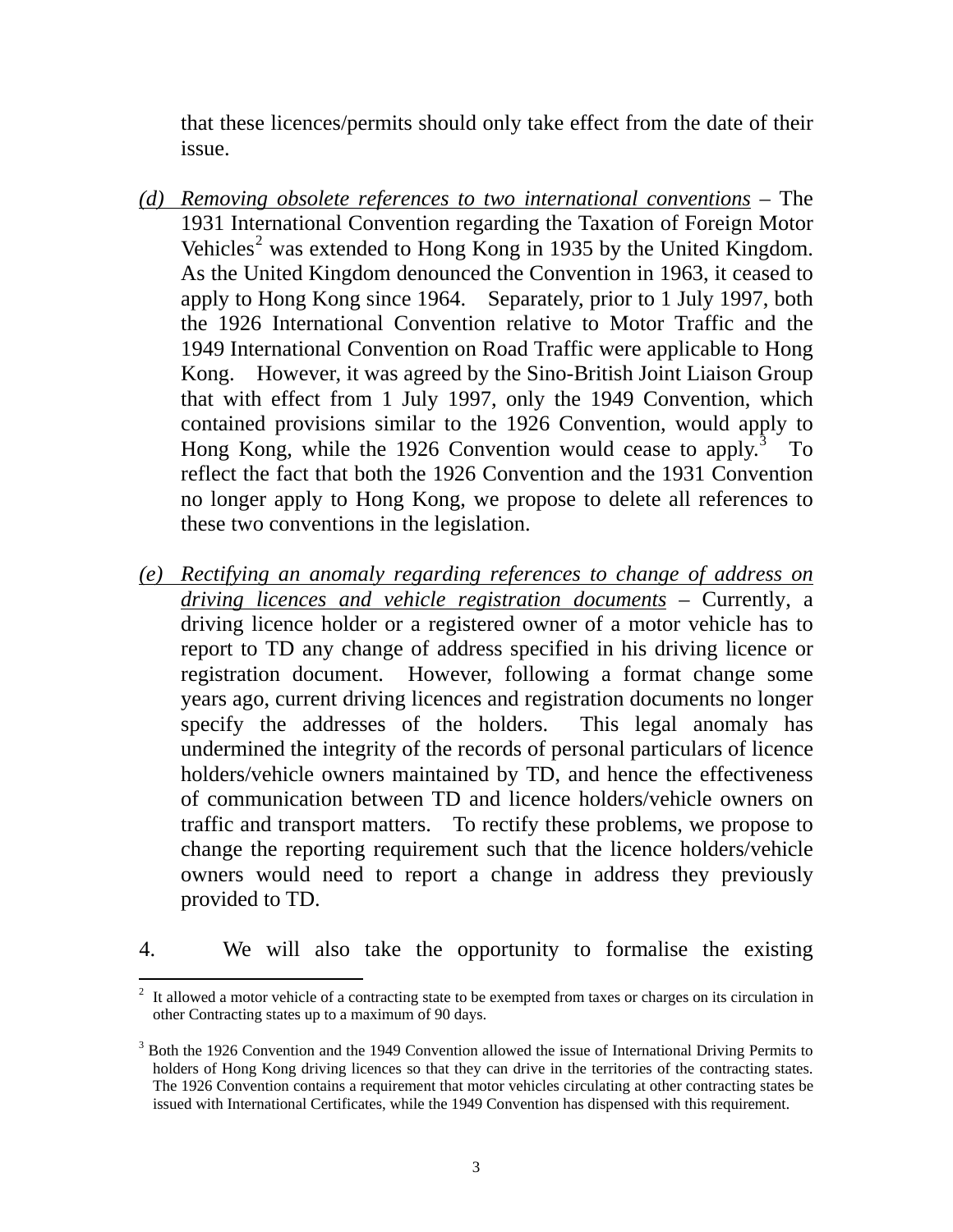that these licences/permits should only take effect from the date of their issue.

(d) *Removing obsolete references to two international conventions* – The 1931 International Convention regarding the Taxation of Foreign Motor Vehicles[2] was extended to Hong Kong in 1935 by the United Kingdom. As the United Kingdom denounced the Convention in 1963, it ceased to apply to Hong Kong since 1964. Separately, prior to 1 July 1997, both the 1926 International Convention relative to Motor Traffic and the 1949 International Convention on Road Traffic were applicable to Hong Kong. However, it was agreed by the Sino-British Joint Liaison Group that with effect from 1 July 1997, only the 1949 Convention, which contained provisions similar to the 1926 Convention, would apply to Hong Kong, while the 1926 Convention would cease to apply.[3] To reflect the fact that both the 1926 Convention and the 1931 Convention no longer apply to Hong Kong, we propose to delete all references to these two conventions in the legislation.

(e) *Rectifying an anomaly regarding references to change of address on driving licences and vehicle registration documents* – Currently, a driving licence holder or a registered owner of a motor vehicle has to report to TD any change of address specified in his driving licence or registration document. However, following a format change some years ago, current driving licences and registration documents no longer specify the addresses of the holders. This legal anomaly has undermined the integrity of the records of personal particulars of licence holders/vehicle owners maintained by TD, and hence the effectiveness of communication between TD and licence holders/vehicle owners on traffic and transport matters. To rectify these problems, we propose to change the reporting requirement such that the licence holders/vehicle owners would need to report a change in address they previously provided to TD.

4. We will also take the opportunity to formalise the existing

---

[2] It allowed a motor vehicle of a contracting state to be exempted from taxes or charges on its circulation in other Contracting states up to a maximum of 90 days.

[3] Both the 1926 Convention and the 1949 Convention allowed the issue of International Driving Permits to holders of Hong Kong driving licences so that they can drive in the territories of the contracting states. The 1926 Convention contains a requirement that motor vehicles circulating at other contracting states be issued with International Certificates, while the 1949 Convention has dispensed with this requirement.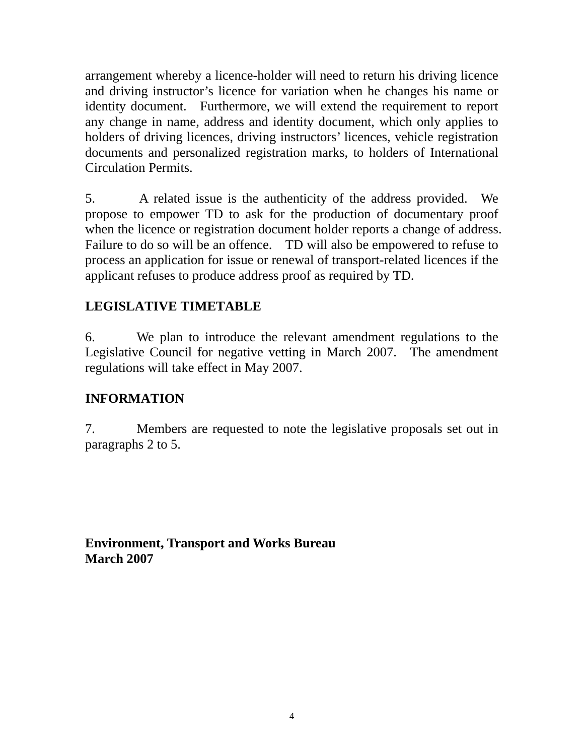arrangement whereby a licence-holder will need to return his driving licence and driving instructor's licence for variation when he changes his name or identity document. Furthermore, we will extend the requirement to report any change in name, address and identity document, which only applies to holders of driving licences, driving instructors' licences, vehicle registration documents and personalized registration marks, to holders of International Circulation Permits.

5. A related issue is the authenticity of the address provided. We propose to empower TD to ask for the production of documentary proof when the licence or registration document holder reports a change of address. Failure to do so will be an offence. TD will also be empowered to refuse to process an application for issue or renewal of transport-related licences if the applicant refuses to produce address proof as required by TD.

## LEGISLATIVE TIMETABLE

6. We plan to introduce the relevant amendment regulations to the Legislative Council for negative vetting in March 2007. The amendment regulations will take effect in May 2007.

## INFORMATION

7. Members are requested to note the legislative proposals set out in paragraphs 2 to 5.

**Environment, Transport and Works Bureau**
**March 2007**